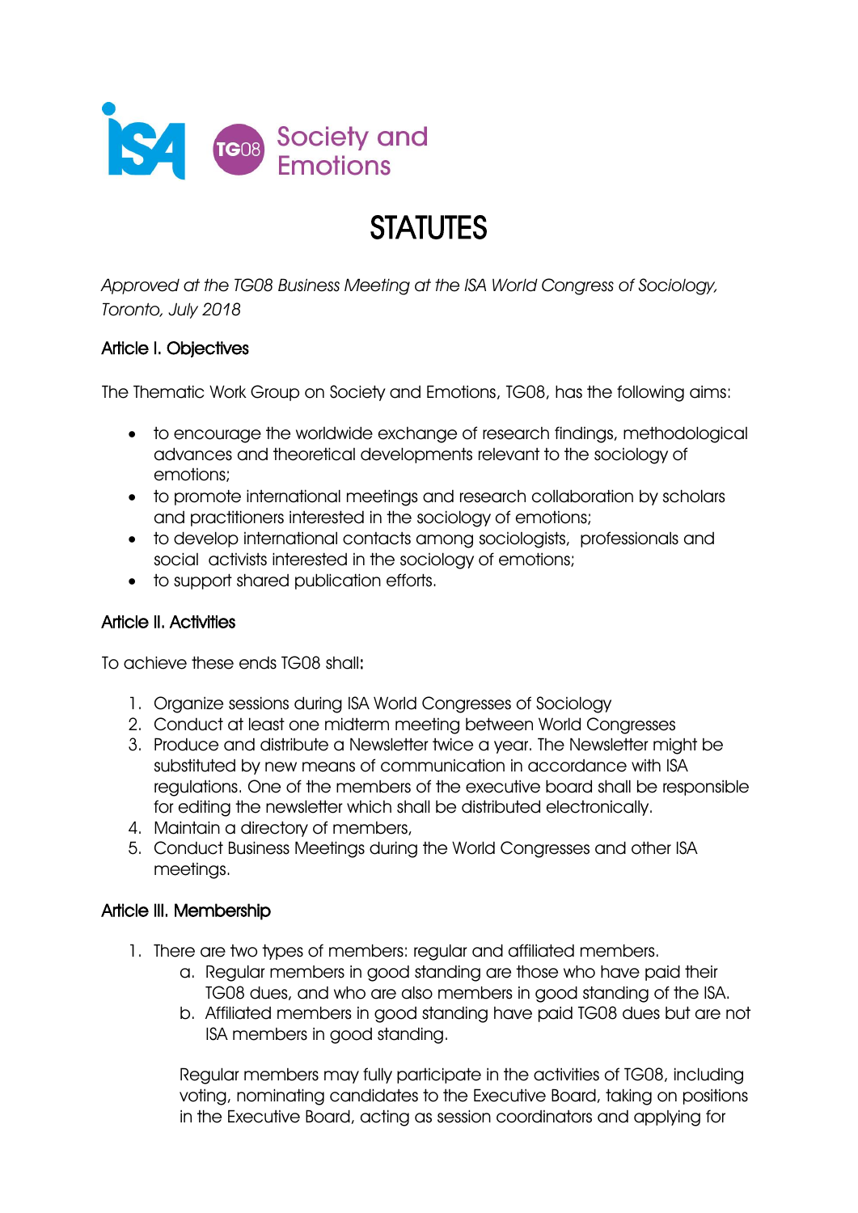ISA TG08 Society and Emotions

# STATUTES

*Approved at the TG08 Business Meeting at the ISA World Congress of Sociology, Toronto, July 2018*

## Article I. Objectives

The Thematic Work Group on Society and Emotions, TG08, has the following aims:

- to encourage the worldwide exchange of research findings, methodological advances and theoretical developments relevant to the sociology of emotions;
- to promote international meetings and research collaboration by scholars and practitioners interested in the sociology of emotions;
- to develop international contacts among sociologists, professionals and social activists interested in the sociology of emotions;
- to support shared publication efforts.

## Article II. Activities

To achieve these ends TG08 shall:

1. Organize sessions during ISA World Congresses of Sociology
2. Conduct at least one midterm meeting between World Congresses
3. Produce and distribute a Newsletter twice a year. The Newsletter might be substituted by new means of communication in accordance with ISA regulations. One of the members of the executive board shall be responsible for editing the newsletter which shall be distributed electronically.
4. Maintain a directory of members,
5. Conduct Business Meetings during the World Congresses and other ISA meetings.

## Article III. Membership

1. There are two types of members: regular and affiliated members.
   a. Regular members in good standing are those who have paid their TG08 dues, and who are also members in good standing of the ISA.
   b. Affiliated members in good standing have paid TG08 dues but are not ISA members in good standing.

   Regular members may fully participate in the activities of TG08, including voting, nominating candidates to the Executive Board, taking on positions in the Executive Board, acting as session coordinators and applying for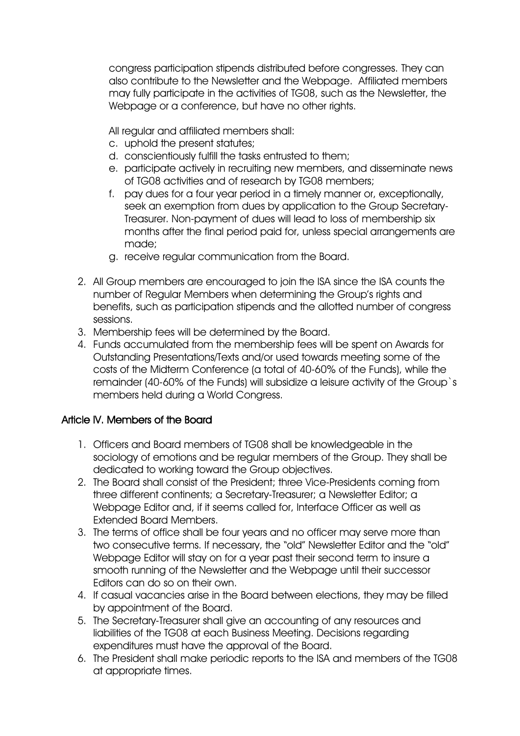congress participation stipends distributed before congresses. They can also contribute to the Newsletter and the Webpage. Affiliated members may fully participate in the activities of TG08, such as the Newsletter, the Webpage or a conference, but have no other rights.

All regular and affiliated members shall:

c. uphold the present statutes;
d. conscientiously fulfill the tasks entrusted to them;
e. participate actively in recruiting new members, and disseminate news of TG08 activities and of research by TG08 members;
f. pay dues for a four year period in a timely manner or, exceptionally, seek an exemption from dues by application to the Group Secretary-Treasurer. Non-payment of dues will lead to loss of membership six months after the final period paid for, unless special arrangements are made;
g. receive regular communication from the Board.

2. All Group members are encouraged to join the ISA since the ISA counts the number of Regular Members when determining the Group's rights and benefits, such as participation stipends and the allotted number of congress sessions.
3. Membership fees will be determined by the Board.
4. Funds accumulated from the membership fees will be spent on Awards for Outstanding Presentations/Texts and/or used towards meeting some of the costs of the Midterm Conference (a total of 40-60% of the Funds), while the remainder (40-60% of the Funds) will subsidize a leisure activity of the Group`s members held during a World Congress.

## Article IV. Members of the Board

1. Officers and Board members of TG08 shall be knowledgeable in the sociology of emotions and be regular members of the Group. They shall be dedicated to working toward the Group objectives.
2. The Board shall consist of the President; three Vice-Presidents coming from three different continents; a Secretary-Treasurer; a Newsletter Editor; a Webpage Editor and, if it seems called for, Interface Officer as well as Extended Board Members.
3. The terms of office shall be four years and no officer may serve more than two consecutive terms. If necessary, the "old" Newsletter Editor and the "old" Webpage Editor will stay on for a year past their second term to insure a smooth running of the Newsletter and the Webpage until their successor Editors can do so on their own.
4. If casual vacancies arise in the Board between elections, they may be filled by appointment of the Board.
5. The Secretary-Treasurer shall give an accounting of any resources and liabilities of the TG08 at each Business Meeting. Decisions regarding expenditures must have the approval of the Board.
6. The President shall make periodic reports to the ISA and members of the TG08 at appropriate times.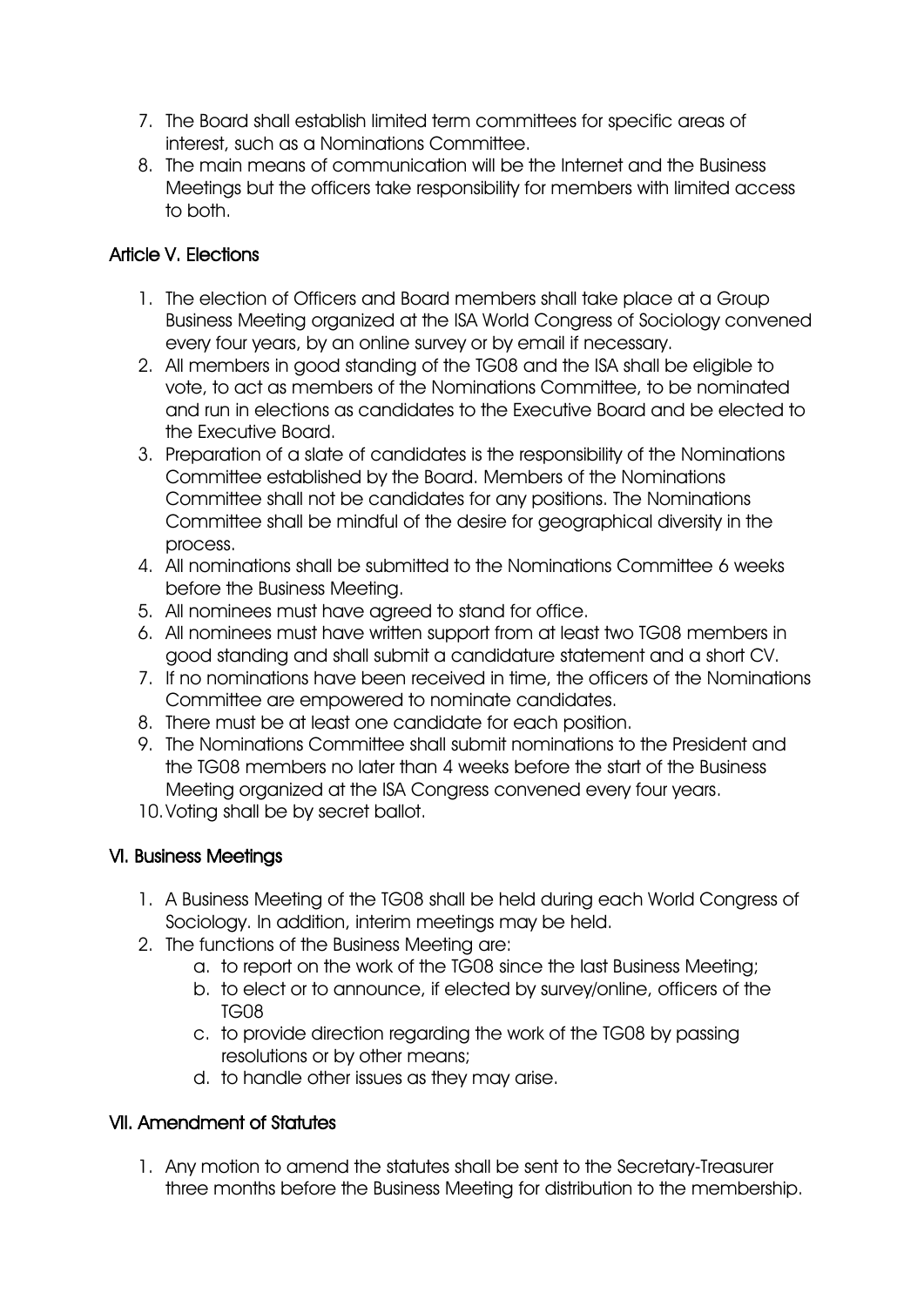7. The Board shall establish limited term committees for specific areas of interest, such as a Nominations Committee.
8. The main means of communication will be the Internet and the Business Meetings but the officers take responsibility for members with limited access to both.

## Article V. Elections

1. The election of Officers and Board members shall take place at a Group Business Meeting organized at the ISA World Congress of Sociology convened every four years, by an online survey or by email if necessary.
2. All members in good standing of the TG08 and the ISA shall be eligible to vote, to act as members of the Nominations Committee, to be nominated and run in elections as candidates to the Executive Board and be elected to the Executive Board.
3. Preparation of a slate of candidates is the responsibility of the Nominations Committee established by the Board. Members of the Nominations Committee shall not be candidates for any positions. The Nominations Committee shall be mindful of the desire for geographical diversity in the process.
4. All nominations shall be submitted to the Nominations Committee 6 weeks before the Business Meeting.
5. All nominees must have agreed to stand for office.
6. All nominees must have written support from at least two TG08 members in good standing and shall submit a candidature statement and a short CV.
7. If no nominations have been received in time, the officers of the Nominations Committee are empowered to nominate candidates.
8. There must be at least one candidate for each position.
9. The Nominations Committee shall submit nominations to the President and the TG08 members no later than 4 weeks before the start of the Business Meeting organized at the ISA Congress convened every four years.
10. Voting shall be by secret ballot.

## VI. Business Meetings

1. A Business Meeting of the TG08 shall be held during each World Congress of Sociology. In addition, interim meetings may be held.
2. The functions of the Business Meeting are:
   a. to report on the work of the TG08 since the last Business Meeting;
   b. to elect or to announce, if elected by survey/online, officers of the TG08
   c. to provide direction regarding the work of the TG08 by passing resolutions or by other means;
   d. to handle other issues as they may arise.

## VII. Amendment of Statutes

1. Any motion to amend the statutes shall be sent to the Secretary-Treasurer three months before the Business Meeting for distribution to the membership.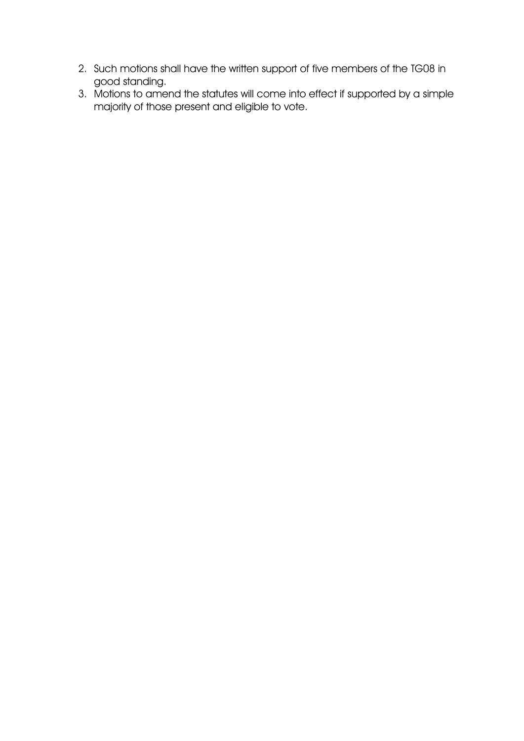2. Such motions shall have the written support of five members of the TG08 in good standing.
3. Motions to amend the statutes will come into effect if supported by a simple majority of those present and eligible to vote.